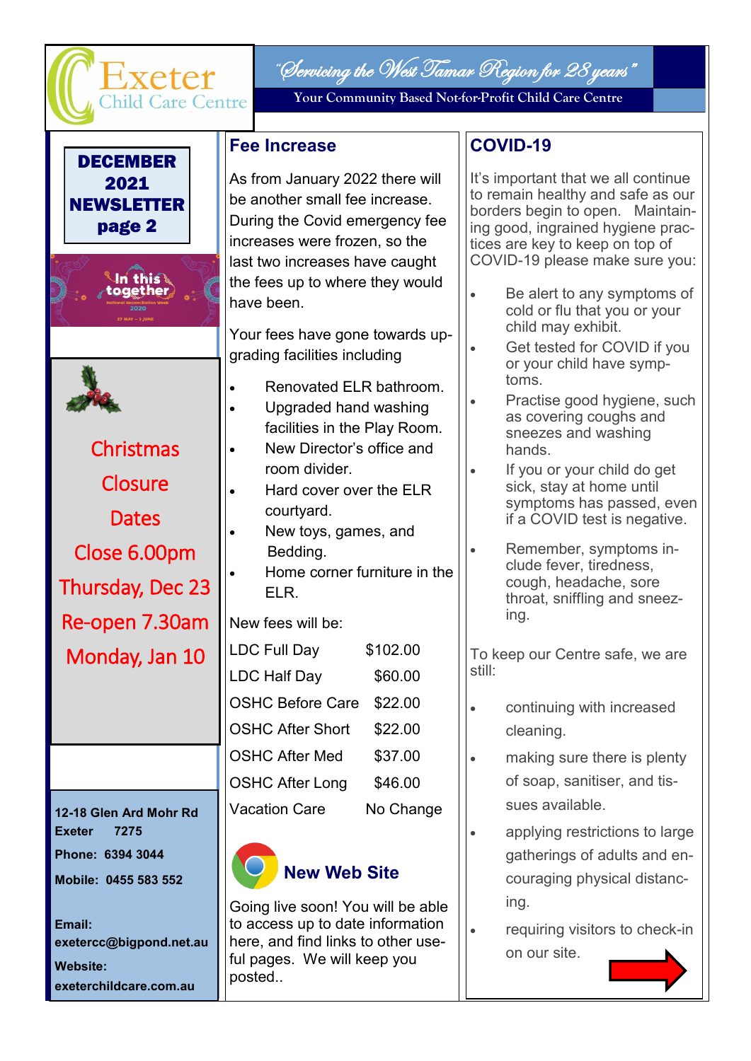# Exeter Child Care Centre

*"Servicing the West Tamar Region for 28 years"*

Your Community Based Not-for-Profit Child Care Centre

**DECEMBER 2021 NEWSLETTER page 2**

In this together

National Reconciliation Week 2020

27 MAY – 3 JUNE

## Christmas Closure Dates

Close 6.00pm

Thursday, Dec 23

Re-open 7.30am

Monday, Jan 10

**12-18 Glen Ard Mohr Rd**
**Exeter 7275**

**Phone: 6394 3044**

**Mobile: 0455 583 552**

**Email:**
**exetercc@bigpond.net.au**

**Website:**
**exeterchildcare.com.au**

## Fee Increase

As from January 2022 there will be another small fee increase. During the Covid emergency fee increases were frozen, so the last two increases have caught the fees up to where they would have been.

Your fees have gone towards upgrading facilities including

- Renovated ELR bathroom.
- Upgraded hand washing facilities in the Play Room.
- New Director's office and room divider.
- Hard cover over the ELR courtyard.
- New toys, games, and Bedding.
- Home corner furniture in the ELR.

New fees will be:

| | |
|---|---|
| LDC Full Day | $102.00 |
| LDC Half Day | $60.00 |
| OSHC Before Care | $22.00 |
| OSHC After Short | $22.00 |
| OSHC After Med | $37.00 |
| OSHC After Long | $46.00 |
| Vacation Care | No Change |

## New Web Site

Going live soon! You will be able to access up to date information here, and find links to other useful pages. We will keep you posted..

## COVID-19

It's important that we all continue to remain healthy and safe as our borders begin to open. Maintaining good, ingrained hygiene practices are key to keep on top of COVID-19 please make sure you:

- Be alert to any symptoms of cold or flu that you or your child may exhibit.
- Get tested for COVID if you or your child have symptoms.
- Practise good hygiene, such as covering coughs and sneezes and washing hands.
- If you or your child do get sick, stay at home until symptoms has passed, even if a COVID test is negative.
- Remember, symptoms include fever, tiredness, cough, headache, sore throat, sniffling and sneezing.

To keep our Centre safe, we are still:

- continuing with increased cleaning.
- making sure there is plenty of soap, sanitiser, and tissues available.
- applying restrictions to large gatherings of adults and encouraging physical distancing.
- requiring visitors to check-in on our site.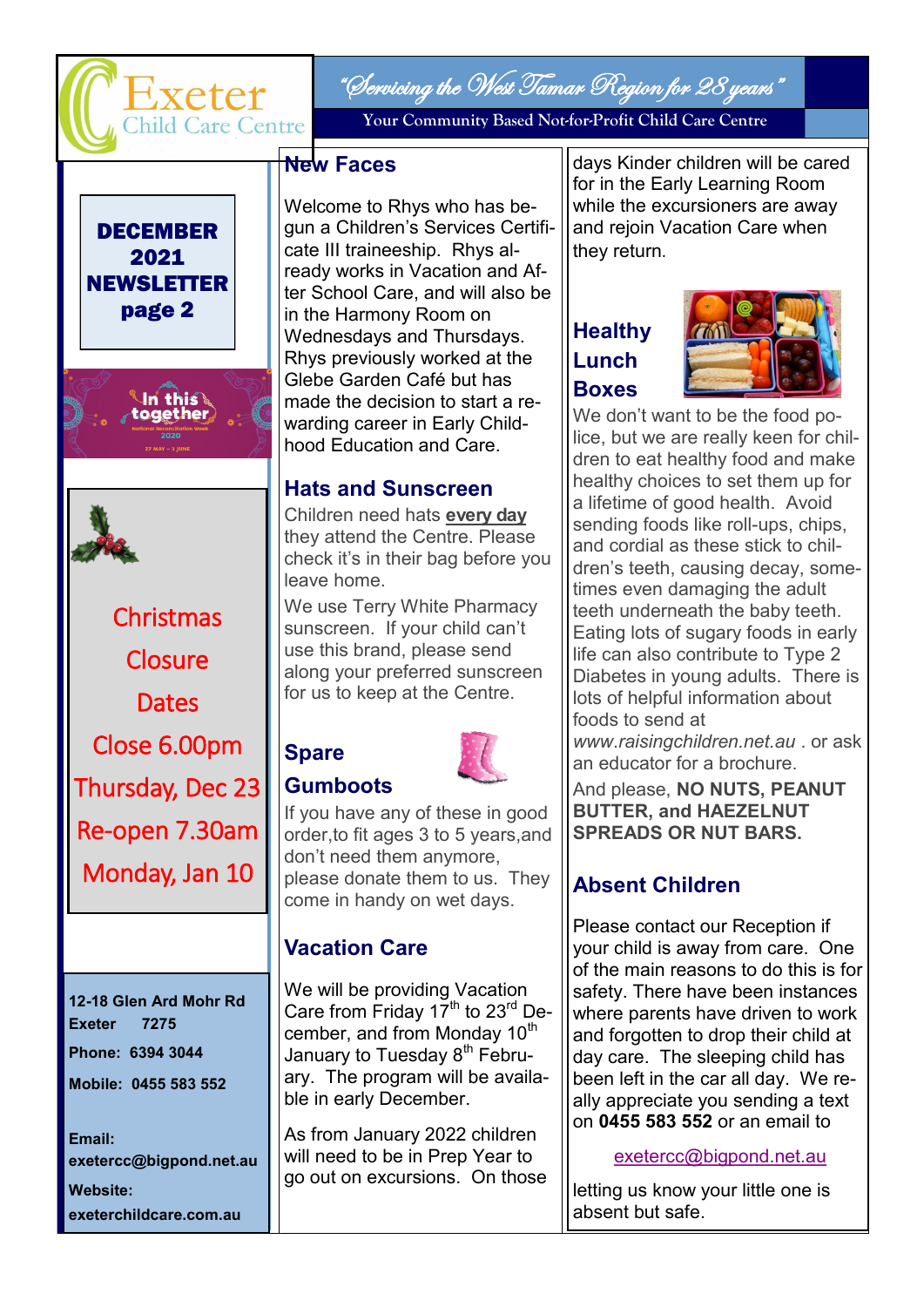# Exeter Child Care Centre

*"Servicing the West Tamar Region for 28 years"*

Your Community Based Not-for-Profit Child Care Centre

**DECEMBER 2021 NEWSLETTER page 2**

In this together

National Reconciliation Week 2020

27 MAY – 3 JUNE

Christmas Closure Dates

Close 6.00pm Thursday, Dec 23

Re-open 7.30am Monday, Jan 10

**12-18 Glen Ard Mohr Rd**
**Exeter 7275**

**Phone: 6394 3044**

**Mobile: 0455 583 552**

**Email: exetercc@bigpond.net.au**

**Website: exeterchildcare.com.au**

## New Faces

Welcome to Rhys who has begun a Children's Services Certificate III traineeship. Rhys already works in Vacation and After School Care, and will also be in the Harmony Room on Wednesdays and Thursdays. Rhys previously worked at the Glebe Garden Café but has made the decision to start a rewarding career in Early Childhood Education and Care.

## Hats and Sunscreen

Children need hats **every day** they attend the Centre. Please check it's in their bag before you leave home.

We use Terry White Pharmacy sunscreen. If your child can't use this brand, please send along your preferred sunscreen for us to keep at the Centre.

## Spare Gumboots

If you have any of these in good order,to fit ages 3 to 5 years,and don't need them anymore, please donate them to us. They come in handy on wet days.

## Vacation Care

We will be providing Vacation Care from Friday 17th to 23rd December, and from Monday 10th January to Tuesday 8th February. The program will be available in early December.

As from January 2022 children will need to be in Prep Year to go out on excursions. On those days Kinder children will be cared for in the Early Learning Room while the excursions are away and rejoin Vacation Care when they return.

## Healthy Lunch Boxes

We don't want to be the food police, but we are really keen for children to eat healthy food and make healthy choices to set them up for a lifetime of good health. Avoid sending foods like roll-ups, chips, and cordial as these stick to children's teeth, causing decay, sometimes even damaging the adult teeth underneath the baby teeth. Eating lots of sugary foods in early life can also contribute to Type 2 Diabetes in young adults. There is lots of helpful information about foods to send at *www.raisingchildren.net.au* . or ask an educator for a brochure.

And please, **NO NUTS, PEANUT BUTTER, and HAEZELNUT SPREADS OR NUT BARS.**

## Absent Children

Please contact our Reception if your child is away from care. One of the main reasons to do this is for safety. There have been instances where parents have driven to work and forgotten to drop their child at day care. The sleeping child has been left in the car all day. We really appreciate you sending a text on **0455 583 552** or an email to

exetercc@bigpond.net.au

letting us know your little one is absent but safe.